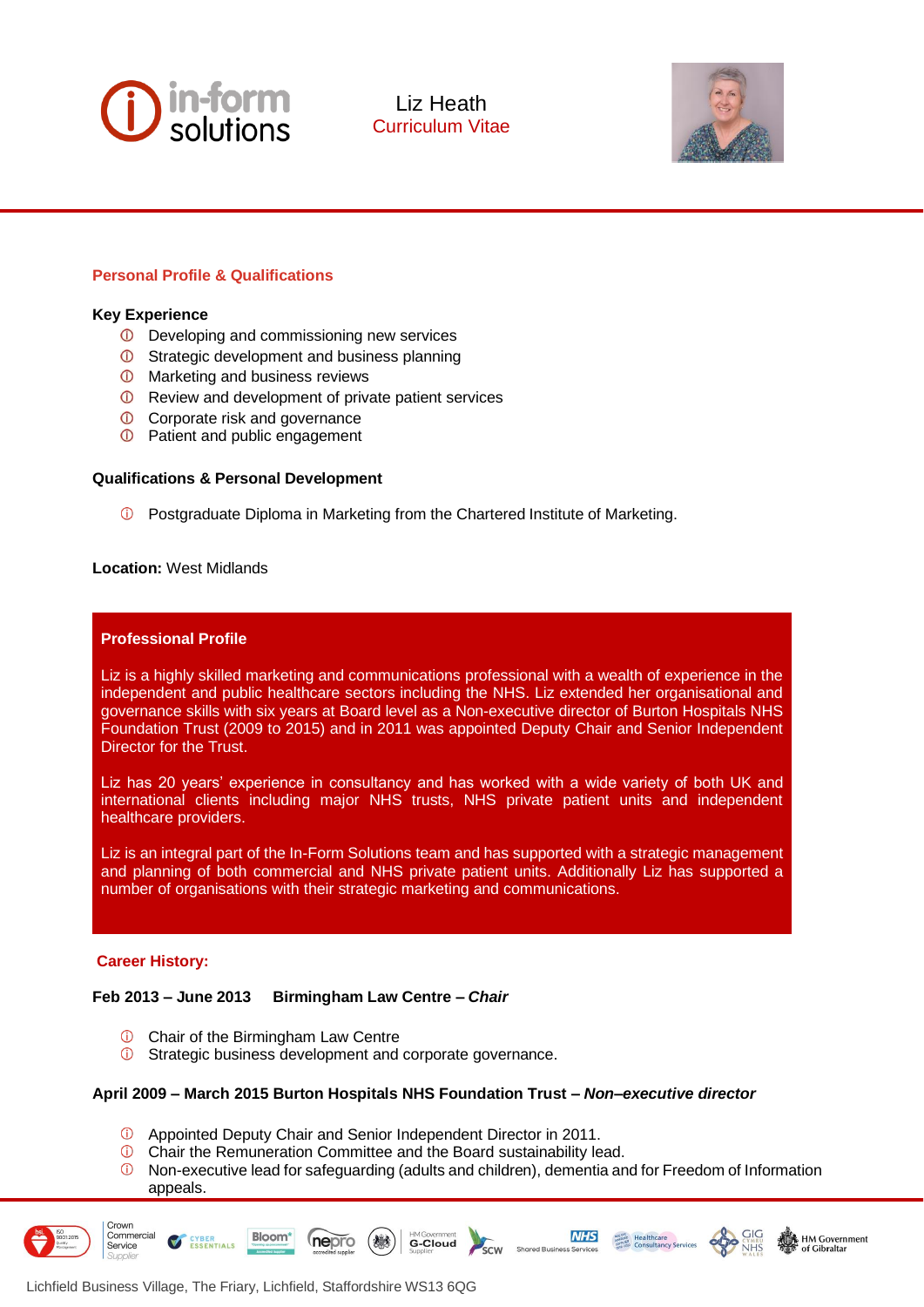# Liz Heath

Curriculum Vitae

## Personal Profile & Qualifications

### Key Experience

- Developing and commissioning new services
- Strategic development and business planning
- Marketing and business reviews
- Review and development of private patient services
- Corporate risk and governance
- Patient and public engagement

### Qualifications & Personal Development

- Postgraduate Diploma in Marketing from the Chartered Institute of Marketing.

**Location:** West Midlands

### Professional Profile

Liz is a highly skilled marketing and communications professional with a wealth of experience in the independent and public healthcare sectors including the NHS. Liz extended her organisational and governance skills with six years at Board level as a Non-executive director of Burton Hospitals NHS Foundation Trust (2009 to 2015) and in 2011 was appointed Deputy Chair and Senior Independent Director for the Trust.

Liz has 20 years' experience in consultancy and has worked with a wide variety of both UK and international clients including major NHS trusts, NHS private patient units and independent healthcare providers.

Liz is an integral part of the In-Form Solutions team and has supported with a strategic management and planning of both commercial and NHS private patient units. Additionally Liz has supported a number of organisations with their strategic marketing and communications.

## Career History:

**Feb 2013 – June 2013 Birmingham Law Centre – *Chair***

- Chair of the Birmingham Law Centre
- Strategic business development and corporate governance.

**April 2009 – March 2015 Burton Hospitals NHS Foundation Trust – *Non–executive director***

- Appointed Deputy Chair and Senior Independent Director in 2011.
- Chair the Remuneration Committee and the Board sustainability lead.
- Non-executive lead for safeguarding (adults and children), dementia and for Freedom of Information appeals.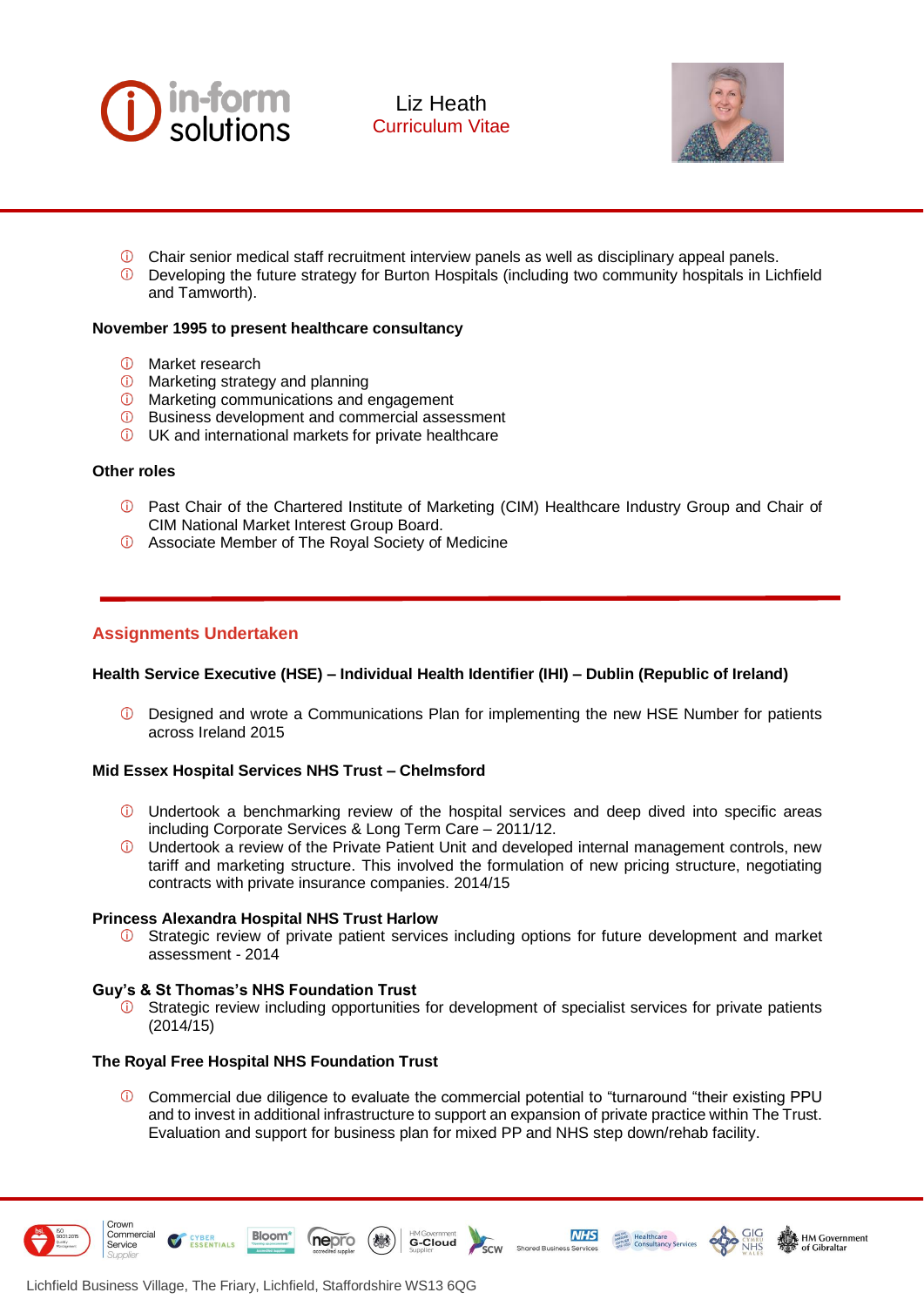- Chair senior medical staff recruitment interview panels as well as disciplinary appeal panels.
- Developing the future strategy for Burton Hospitals (including two community hospitals in Lichfield and Tamworth).

**November 1995 to present healthcare consultancy**

- Market research
- Marketing strategy and planning
- Marketing communications and engagement
- Business development and commercial assessment
- UK and international markets for private healthcare

**Other roles**

- Past Chair of the Chartered Institute of Marketing (CIM) Healthcare Industry Group and Chair of CIM National Market Interest Group Board.
- Associate Member of The Royal Society of Medicine

## Assignments Undertaken

**Health Service Executive (HSE) – Individual Health Identifier (IHI) – Dublin (Republic of Ireland)**

- Designed and wrote a Communications Plan for implementing the new HSE Number for patients across Ireland 2015

**Mid Essex Hospital Services NHS Trust – Chelmsford**

- Undertook a benchmarking review of the hospital services and deep dived into specific areas including Corporate Services & Long Term Care – 2011/12.
- Undertook a review of the Private Patient Unit and developed internal management controls, new tariff and marketing structure. This involved the formulation of new pricing structure, negotiating contracts with private insurance companies. 2014/15

**Princess Alexandra Hospital NHS Trust Harlow**

- Strategic review of private patient services including options for future development and market assessment - 2014

**Guy's & St Thomas's NHS Foundation Trust**

- Strategic review including opportunities for development of specialist services for private patients (2014/15)

**The Royal Free Hospital NHS Foundation Trust**

- Commercial due diligence to evaluate the commercial potential to "turnaround "their existing PPU and to invest in additional infrastructure to support an expansion of private practice within The Trust. Evaluation and support for business plan for mixed PP and NHS step down/rehab facility.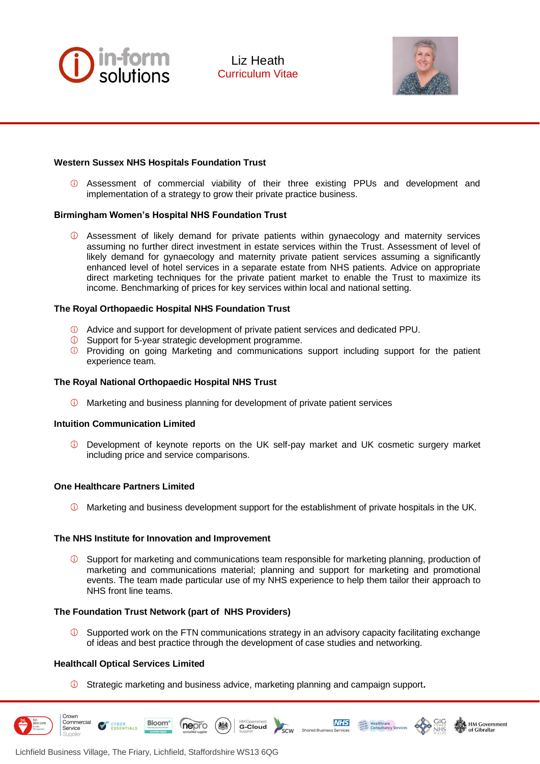### Western Sussex NHS Hospitals Foundation Trust

- Assessment of commercial viability of their three existing PPUs and development and implementation of a strategy to grow their private practice business.

### Birmingham Women's Hospital NHS Foundation Trust

- Assessment of likely demand for private patients within gynaecology and maternity services assuming no further direct investment in estate services within the Trust. Assessment of level of likely demand for gynaecology and maternity private patient services assuming a significantly enhanced level of hotel services in a separate estate from NHS patients. Advice on appropriate direct marketing techniques for the private patient market to enable the Trust to maximize its income. Benchmarking of prices for key services within local and national setting.

### The Royal Orthopaedic Hospital NHS Foundation Trust

- Advice and support for development of private patient services and dedicated PPU.
- Support for 5-year strategic development programme.
- Providing on going Marketing and communications support including support for the patient experience team.

### The Royal National Orthopaedic Hospital NHS Trust

- Marketing and business planning for development of private patient services

### Intuition Communication Limited

- Development of keynote reports on the UK self-pay market and UK cosmetic surgery market including price and service comparisons.

### One Healthcare Partners Limited

- Marketing and business development support for the establishment of private hospitals in the UK.

### The NHS Institute for Innovation and Improvement

- Support for marketing and communications team responsible for marketing planning, production of marketing and communications material; planning and support for marketing and promotional events. The team made particular use of my NHS experience to help them tailor their approach to NHS front line teams.

### The Foundation Trust Network (part of NHS Providers)

- Supported work on the FTN communications strategy in an advisory capacity facilitating exchange of ideas and best practice through the development of case studies and networking.

### Healthcall Optical Services Limited

- Strategic marketing and business advice, marketing planning and campaign support.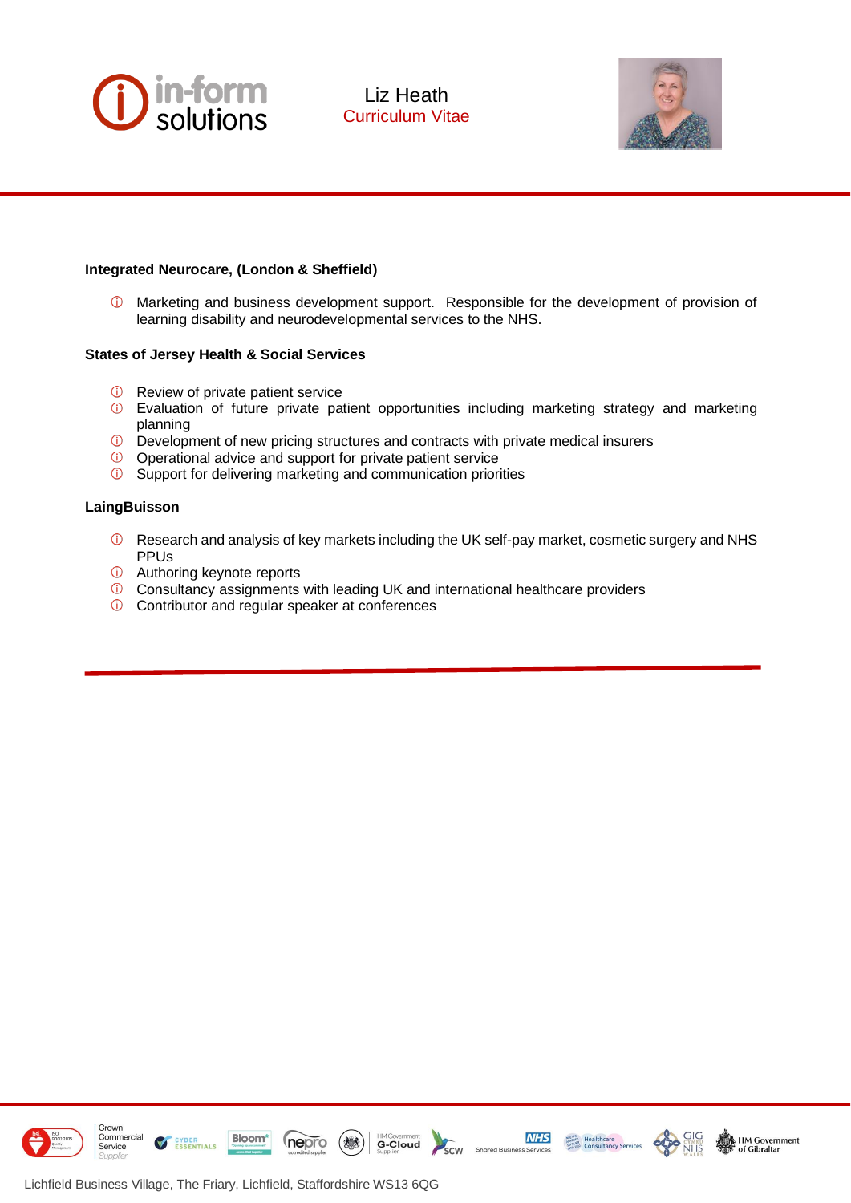### Integrated Neurocare, (London & Sheffield)

- Marketing and business development support. Responsible for the development of provision of learning disability and neurodevelopmental services to the NHS.

### States of Jersey Health & Social Services

- Review of private patient service
- Evaluation of future private patient opportunities including marketing strategy and marketing planning
- Development of new pricing structures and contracts with private medical insurers
- Operational advice and support for private patient service
- Support for delivering marketing and communication priorities

### LaingBuisson

- Research and analysis of key markets including the UK self-pay market, cosmetic surgery and NHS PPUs
- Authoring keynote reports
- Consultancy assignments with leading UK and international healthcare providers
- Contributor and regular speaker at conferences